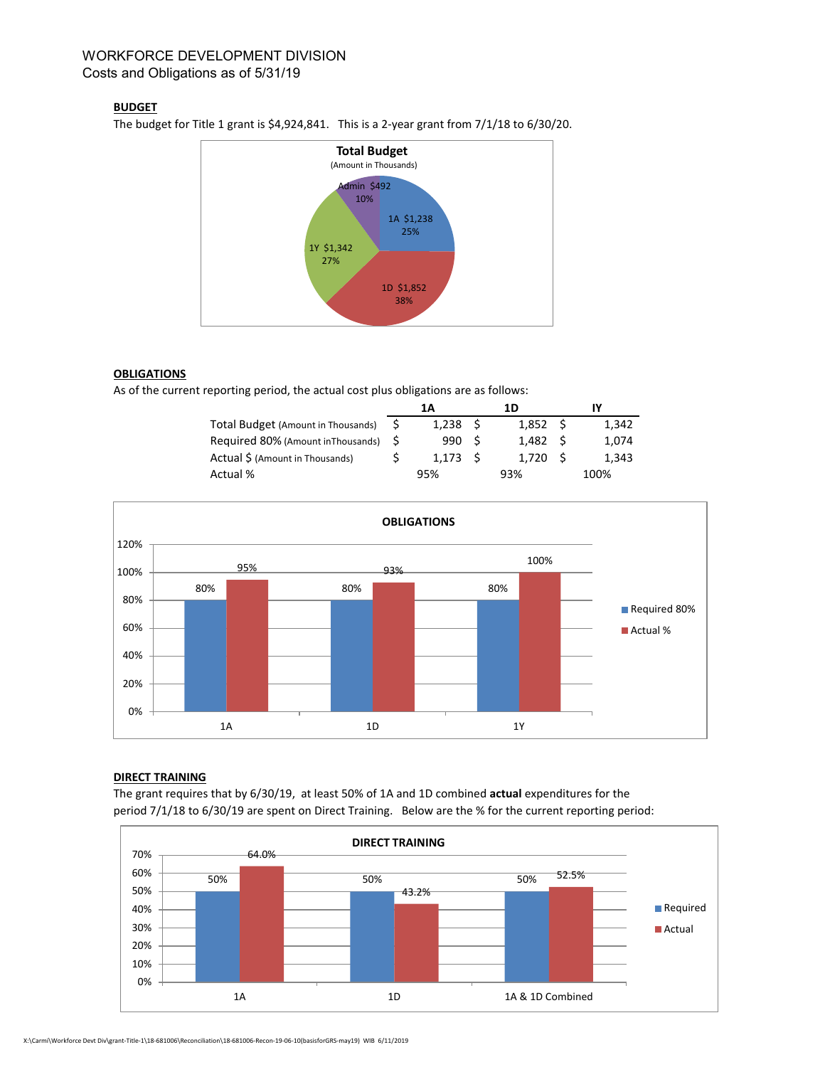# WORKFORCE DEVELOPMENT DIVISION
Costs and Obligations as of 5/31/19

## BUDGET

The budget for Title 1 grant is $4,924,841.   This is a 2-year grant from 7/1/18 to 6/30/20.

**Total Budget**
(Amount in Thousands)

- 1A $1,238 25%
- 1D $1,852 38%
- 1Y $1,342 27%
- Admin $492 10%

## OBLIGATIONS

As of the current reporting period, the actual cost plus obligations are as follows:

| | 1A | 1D | IY |
|---|---|---|---|
| Total Budget (Amount in Thousands) | $ 1,238 | $ 1,852 | $ 1,342 |
| Required 80% (Amount inThousands) | $ 990 | $ 1,482 | $ 1,074 |
| Actual $ (Amount in Thousands) | $ 1,173 | $ 1,720 | $ 1,343 |
| Actual % | 95% | 93% | 100% |

**OBLIGATIONS**

| | 1A | 1D | 1Y |
|---|---|---|---|
| Required 80% | 80% | 80% | 80% |
| Actual % | 95% | 93% | 100% |

## DIRECT TRAINING

The grant requires that by 6/30/19, at least 50% of 1A and 1D combined **actual** expenditures for the period 7/1/18 to 6/30/19 are spent on Direct Training.   Below are the % for the current reporting period:

**DIRECT TRAINING**

| | 1A | 1D | 1A & 1D Combined |
|---|---|---|---|
| Required | 50% | 50% | 50% |
| Actual | 64.0% | 43.2% | 52.5% |

X:\Carmi\Workforce Devt Div\grant-Title-1\18-681006\Reconciliation\18-681006-Recon-19-06-10(basisforGRS-may19)  WIB  6/11/2019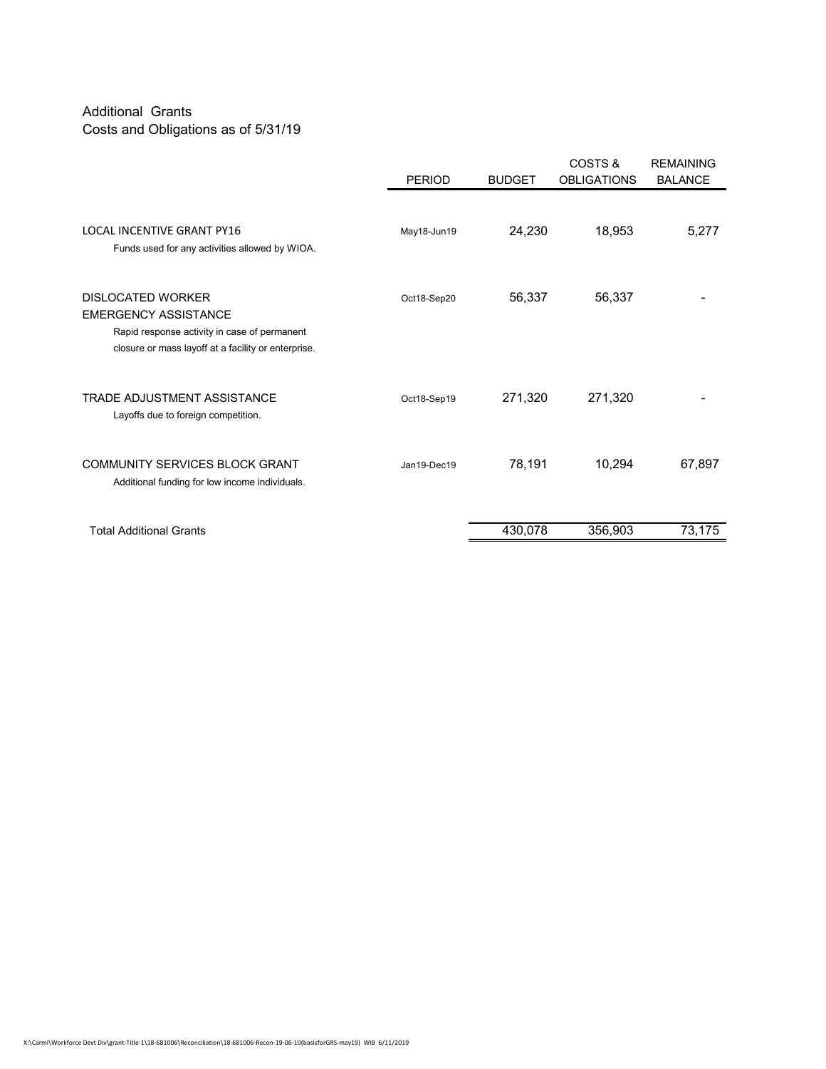Additional Grants
Costs and Obligations as of 5/31/19

| | PERIOD | BUDGET | COSTS & OBLIGATIONS | REMAINING BALANCE |
|---|---|---|---|---|
| LOCAL INCENTIVE GRANT PY16<br>Funds used for any activities allowed by WIOA. | May18-Jun19 | 24,230 | 18,953 | 5,277 |
| DISLOCATED WORKER EMERGENCY ASSISTANCE<br>Rapid response activity in case of permanent closure or mass layoff at a facility or enterprise. | Oct18-Sep20 | 56,337 | 56,337 | - |
| TRADE ADJUSTMENT ASSISTANCE<br>Layoffs due to foreign competition. | Oct18-Sep19 | 271,320 | 271,320 | - |
| COMMUNITY SERVICES BLOCK GRANT<br>Additional funding for low income individuals. | Jan19-Dec19 | 78,191 | 10,294 | 67,897 |
| Total Additional Grants | | 430,078 | 356,903 | 73,175 |

X:\Carmi\Workforce Devt Div\grant-Title-1\18-681006\Reconciliation\18-681006-Recon-19-06-10(basisforGRS-may19) WIB 6/11/2019